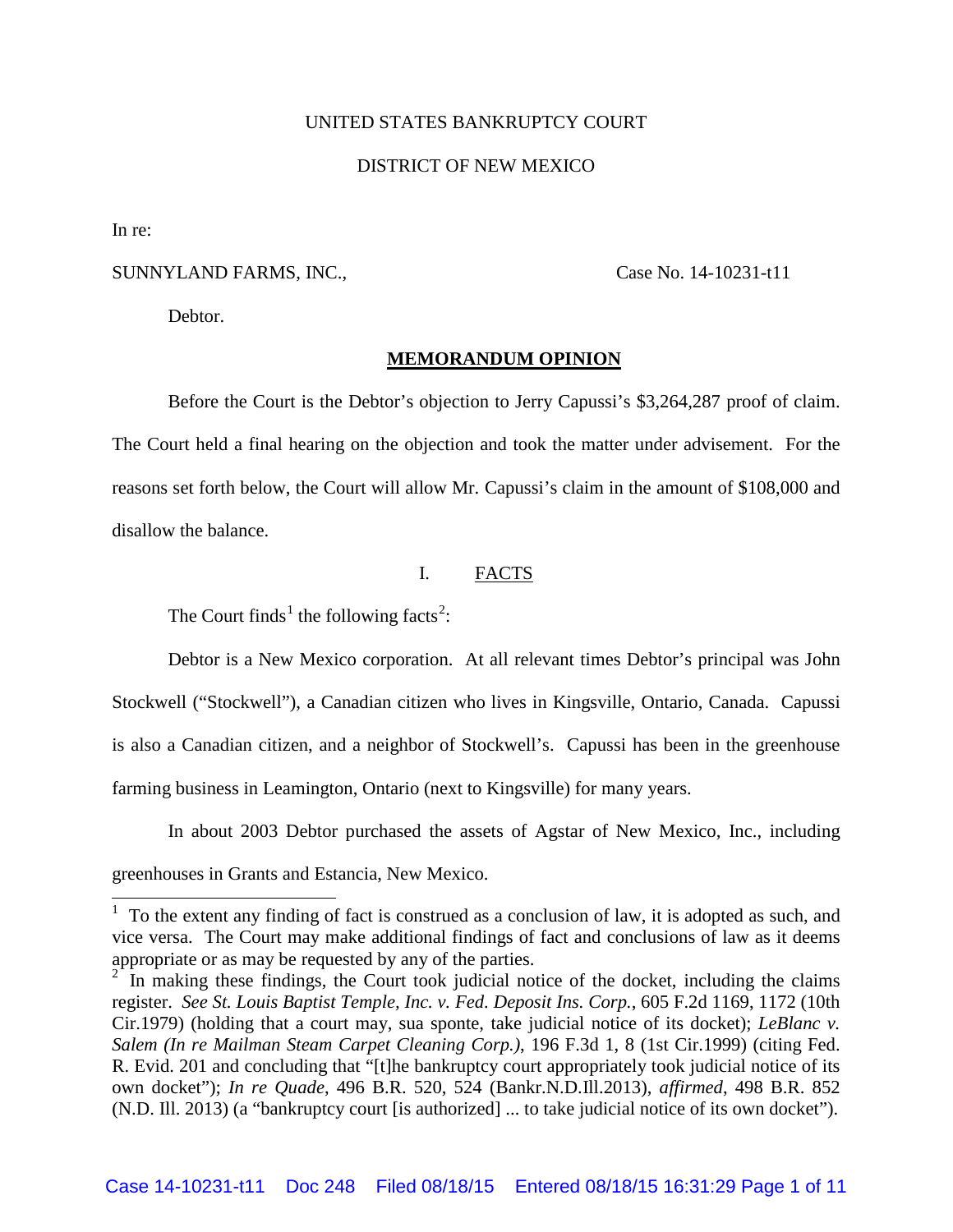UNITED STATES BANKRUPTCY COURT

DISTRICT OF NEW MEXICO

In re:

SUNNYLAND FARMS, INC., Case No. 14-10231-t11

Debtor.

## MEMORANDUM OPINION

Before the Court is the Debtor's objection to Jerry Capussi's $3,264,287 proof of claim. The Court held a final hearing on the objection and took the matter under advisement. For the reasons set forth below, the Court will allow Mr. Capussi's claim in the amount of $108,000 and disallow the balance.

### I. FACTS

The Court finds[1] the following facts[2]:

Debtor is a New Mexico corporation. At all relevant times Debtor's principal was John Stockwell ("Stockwell"), a Canadian citizen who lives in Kingsville, Ontario, Canada. Capussi is also a Canadian citizen, and a neighbor of Stockwell's. Capussi has been in the greenhouse farming business in Leamington, Ontario (next to Kingsville) for many years.

In about 2003 Debtor purchased the assets of Agstar of New Mexico, Inc., including greenhouses in Grants and Estancia, New Mexico.

---

[1] To the extent any finding of fact is construed as a conclusion of law, it is adopted as such, and vice versa. The Court may make additional findings of fact and conclusions of law as it deems appropriate or as may be requested by any of the parties.

[2] In making these findings, the Court took judicial notice of the docket, including the claims register. *See St. Louis Baptist Temple, Inc. v. Fed. Deposit Ins. Corp.*, 605 F.2d 1169, 1172 (10th Cir.1979) (holding that a court may, sua sponte, take judicial notice of its docket); *LeBlanc v. Salem (In re Mailman Steam Carpet Cleaning Corp.)*, 196 F.3d 1, 8 (1st Cir.1999) (citing Fed. R. Evid. 201 and concluding that "[t]he bankruptcy court appropriately took judicial notice of its own docket"); *In re Quade*, 496 B.R. 520, 524 (Bankr.N.D.Ill.2013), *affirmed*, 498 B.R. 852 (N.D. Ill. 2013) (a "bankruptcy court [is authorized] ... to take judicial notice of its own docket").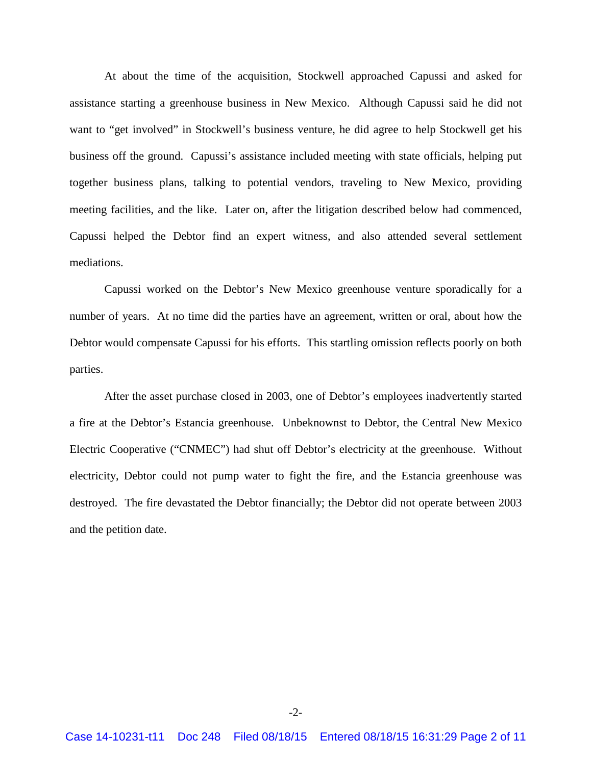At about the time of the acquisition, Stockwell approached Capussi and asked for assistance starting a greenhouse business in New Mexico. Although Capussi said he did not want to "get involved" in Stockwell's business venture, he did agree to help Stockwell get his business off the ground. Capussi's assistance included meeting with state officials, helping put together business plans, talking to potential vendors, traveling to New Mexico, providing meeting facilities, and the like. Later on, after the litigation described below had commenced, Capussi helped the Debtor find an expert witness, and also attended several settlement mediations.

Capussi worked on the Debtor's New Mexico greenhouse venture sporadically for a number of years. At no time did the parties have an agreement, written or oral, about how the Debtor would compensate Capussi for his efforts. This startling omission reflects poorly on both parties.

After the asset purchase closed in 2003, one of Debtor's employees inadvertently started a fire at the Debtor's Estancia greenhouse. Unbeknownst to Debtor, the Central New Mexico Electric Cooperative ("CNMEC") had shut off Debtor's electricity at the greenhouse. Without electricity, Debtor could not pump water to fight the fire, and the Estancia greenhouse was destroyed. The fire devastated the Debtor financially; the Debtor did not operate between 2003 and the petition date.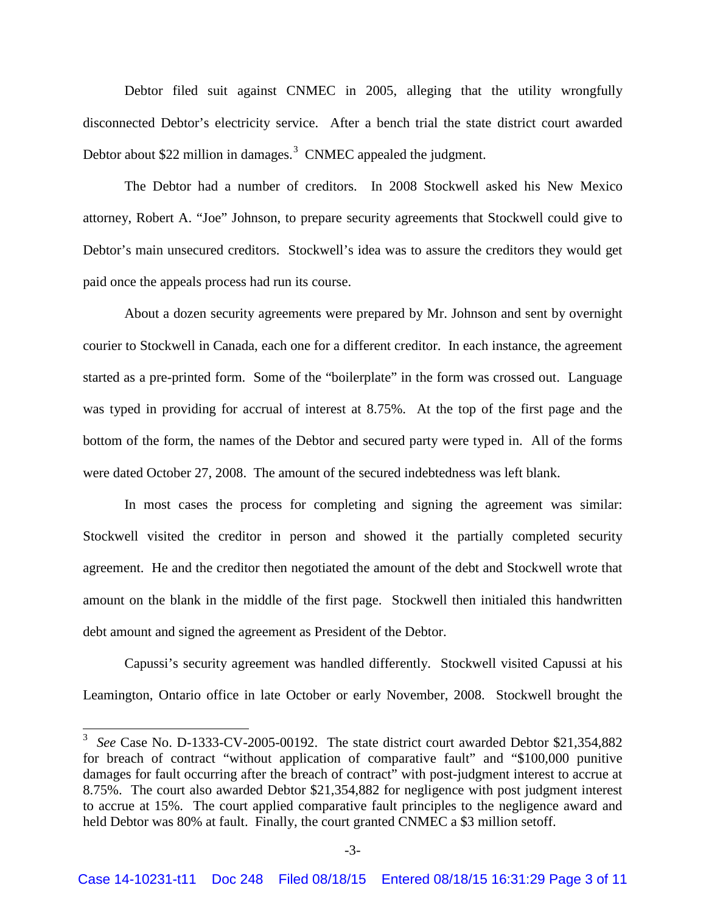Debtor filed suit against CNMEC in 2005, alleging that the utility wrongfully disconnected Debtor's electricity service. After a bench trial the state district court awarded Debtor about $22 million in damages.[3] CNMEC appealed the judgment.

The Debtor had a number of creditors. In 2008 Stockwell asked his New Mexico attorney, Robert A. "Joe" Johnson, to prepare security agreements that Stockwell could give to Debtor's main unsecured creditors. Stockwell's idea was to assure the creditors they would get paid once the appeals process had run its course.

About a dozen security agreements were prepared by Mr. Johnson and sent by overnight courier to Stockwell in Canada, each one for a different creditor. In each instance, the agreement started as a pre-printed form. Some of the "boilerplate" in the form was crossed out. Language was typed in providing for accrual of interest at 8.75%. At the top of the first page and the bottom of the form, the names of the Debtor and secured party were typed in. All of the forms were dated October 27, 2008. The amount of the secured indebtedness was left blank.

In most cases the process for completing and signing the agreement was similar: Stockwell visited the creditor in person and showed it the partially completed security agreement. He and the creditor then negotiated the amount of the debt and Stockwell wrote that amount on the blank in the middle of the first page. Stockwell then initialed this handwritten debt amount and signed the agreement as President of the Debtor.

Capussi's security agreement was handled differently. Stockwell visited Capussi at his Leamington, Ontario office in late October or early November, 2008. Stockwell brought the

---

[3] *See* Case No. D-1333-CV-2005-00192. The state district court awarded Debtor $21,354,882 for breach of contract "without application of comparative fault" and "$100,000 punitive damages for fault occurring after the breach of contract" with post-judgment interest to accrue at 8.75%. The court also awarded Debtor $21,354,882 for negligence with post judgment interest to accrue at 15%. The court applied comparative fault principles to the negligence award and held Debtor was 80% at fault. Finally, the court granted CNMEC a $3 million setoff.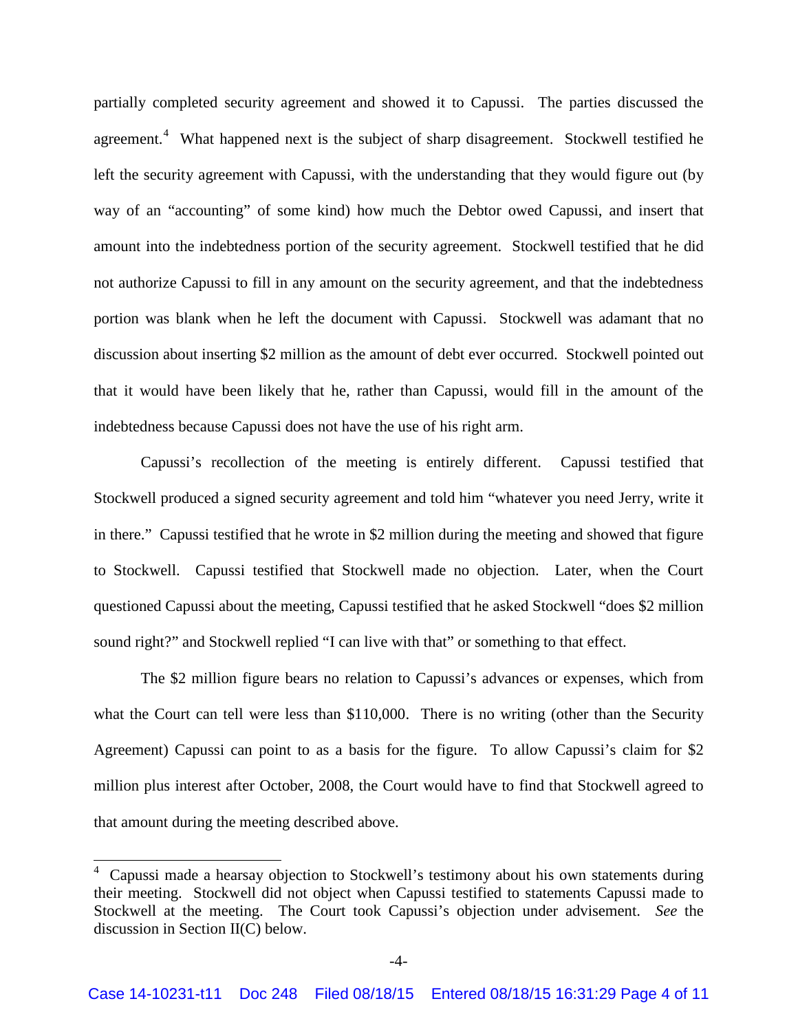partially completed security agreement and showed it to Capussi. The parties discussed the agreement.[4] What happened next is the subject of sharp disagreement. Stockwell testified he left the security agreement with Capussi, with the understanding that they would figure out (by way of an "accounting" of some kind) how much the Debtor owed Capussi, and insert that amount into the indebtedness portion of the security agreement. Stockwell testified that he did not authorize Capussi to fill in any amount on the security agreement, and that the indebtedness portion was blank when he left the document with Capussi. Stockwell was adamant that no discussion about inserting $2 million as the amount of debt ever occurred. Stockwell pointed out that it would have been likely that he, rather than Capussi, would fill in the amount of the indebtedness because Capussi does not have the use of his right arm.

Capussi's recollection of the meeting is entirely different. Capussi testified that Stockwell produced a signed security agreement and told him "whatever you need Jerry, write it in there." Capussi testified that he wrote in $2 million during the meeting and showed that figure to Stockwell. Capussi testified that Stockwell made no objection. Later, when the Court questioned Capussi about the meeting, Capussi testified that he asked Stockwell "does $2 million sound right?" and Stockwell replied "I can live with that" or something to that effect.

The $2 million figure bears no relation to Capussi's advances or expenses, which from what the Court can tell were less than $110,000. There is no writing (other than the Security Agreement) Capussi can point to as a basis for the figure. To allow Capussi's claim for $2 million plus interest after October, 2008, the Court would have to find that Stockwell agreed to that amount during the meeting described above.

---

[4] Capussi made a hearsay objection to Stockwell's testimony about his own statements during their meeting. Stockwell did not object when Capussi testified to statements Capussi made to Stockwell at the meeting. The Court took Capussi's objection under advisement. *See* the discussion in Section II(C) below.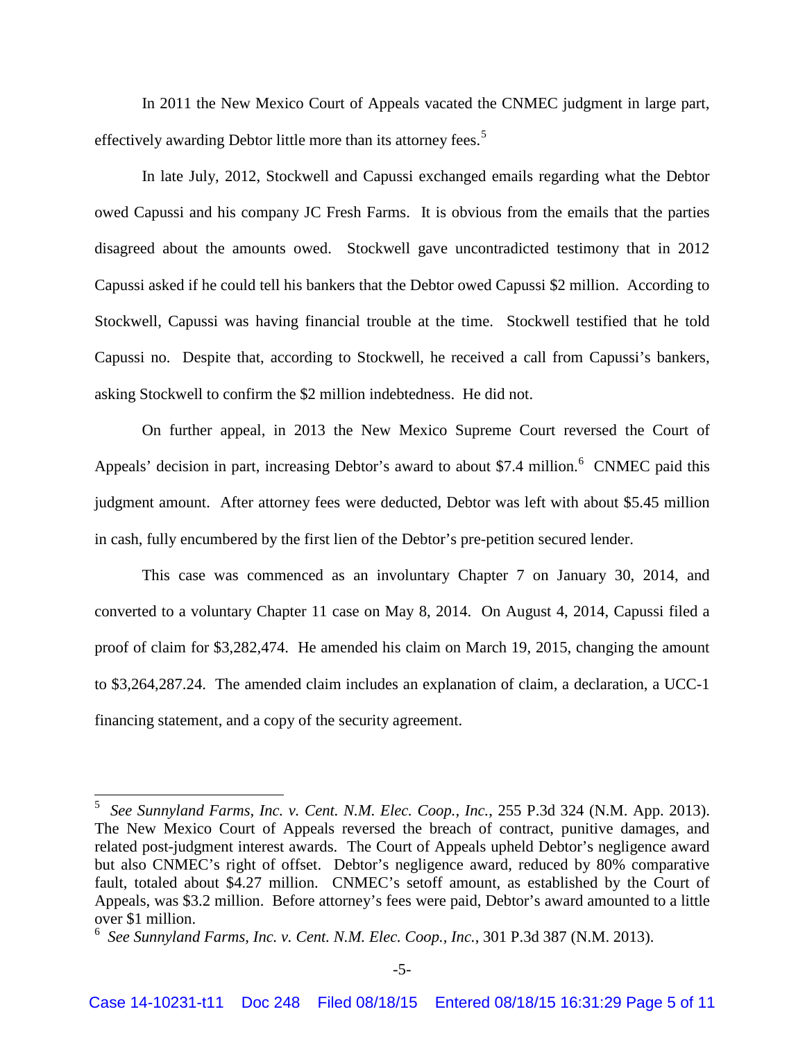In 2011 the New Mexico Court of Appeals vacated the CNMEC judgment in large part, effectively awarding Debtor little more than its attorney fees.[5]

In late July, 2012, Stockwell and Capussi exchanged emails regarding what the Debtor owed Capussi and his company JC Fresh Farms. It is obvious from the emails that the parties disagreed about the amounts owed. Stockwell gave uncontradicted testimony that in 2012 Capussi asked if he could tell his bankers that the Debtor owed Capussi $2 million. According to Stockwell, Capussi was having financial trouble at the time. Stockwell testified that he told Capussi no. Despite that, according to Stockwell, he received a call from Capussi's bankers, asking Stockwell to confirm the $2 million indebtedness. He did not.

On further appeal, in 2013 the New Mexico Supreme Court reversed the Court of Appeals' decision in part, increasing Debtor's award to about $7.4 million.[6] CNMEC paid this judgment amount. After attorney fees were deducted, Debtor was left with about $5.45 million in cash, fully encumbered by the first lien of the Debtor's pre-petition secured lender.

This case was commenced as an involuntary Chapter 7 on January 30, 2014, and converted to a voluntary Chapter 11 case on May 8, 2014. On August 4, 2014, Capussi filed a proof of claim for $3,282,474. He amended his claim on March 19, 2015, changing the amount to $3,264,287.24. The amended claim includes an explanation of claim, a declaration, a UCC-1 financing statement, and a copy of the security agreement.

---

[5] *See Sunnyland Farms, Inc. v. Cent. N.M. Elec. Coop., Inc.*, 255 P.3d 324 (N.M. App. 2013). The New Mexico Court of Appeals reversed the breach of contract, punitive damages, and related post-judgment interest awards. The Court of Appeals upheld Debtor's negligence award but also CNMEC's right of offset. Debtor's negligence award, reduced by 80% comparative fault, totaled about $4.27 million. CNMEC's setoff amount, as established by the Court of Appeals, was $3.2 million. Before attorney's fees were paid, Debtor's award amounted to a little over $1 million.

[6] *See Sunnyland Farms, Inc. v. Cent. N.M. Elec. Coop., Inc.*, 301 P.3d 387 (N.M. 2013).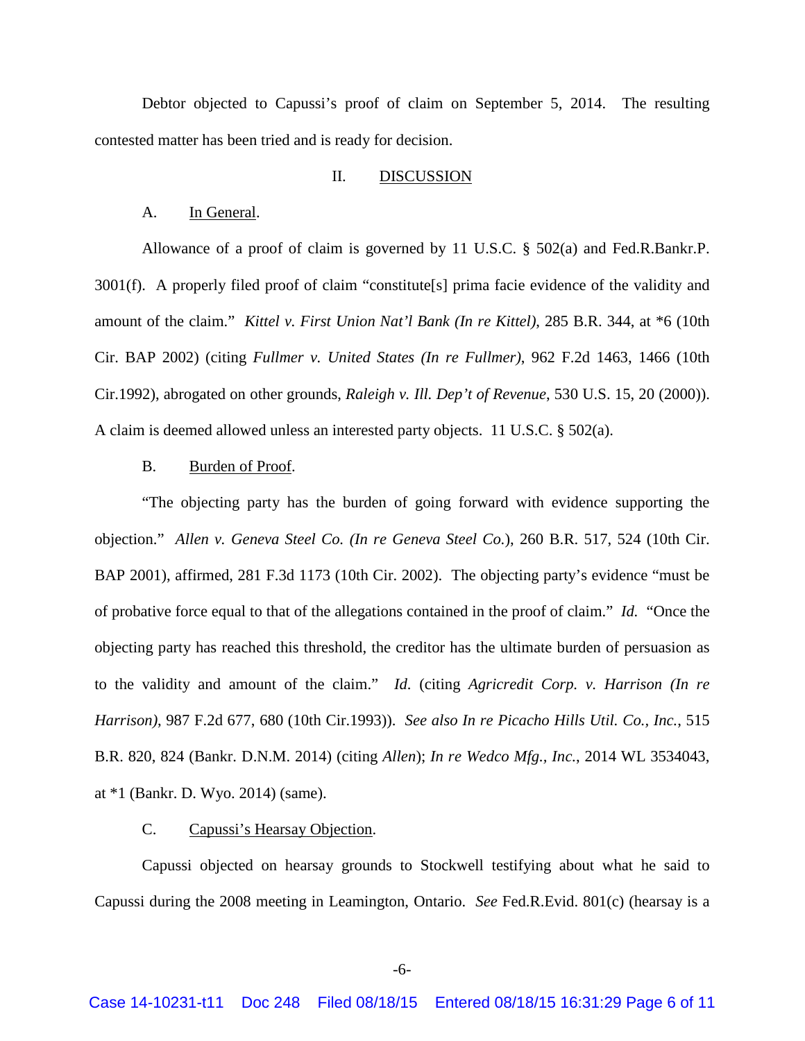Debtor objected to Capussi's proof of claim on September 5, 2014. The resulting contested matter has been tried and is ready for decision.

## II. DISCUSSION

### A. In General.

Allowance of a proof of claim is governed by 11 U.S.C. § 502(a) and Fed.R.Bankr.P. 3001(f). A properly filed proof of claim "constitute[s] prima facie evidence of the validity and amount of the claim." *Kittel v. First Union Nat'l Bank (In re Kittel)*, 285 B.R. 344, at *6 (10th Cir. BAP 2002) (citing *Fullmer v. United States (In re Fullmer)*, 962 F.2d 1463, 1466 (10th Cir.1992), abrogated on other grounds, *Raleigh v. Ill. Dep't of Revenue*, 530 U.S. 15, 20 (2000)). A claim is deemed allowed unless an interested party objects. 11 U.S.C. § 502(a).

### B. Burden of Proof.

"The objecting party has the burden of going forward with evidence supporting the objection." *Allen v. Geneva Steel Co. (In re Geneva Steel Co.*), 260 B.R. 517, 524 (10th Cir. BAP 2001), affirmed, 281 F.3d 1173 (10th Cir. 2002). The objecting party's evidence "must be of probative force equal to that of the allegations contained in the proof of claim." *Id.* "Once the objecting party has reached this threshold, the creditor has the ultimate burden of persuasion as to the validity and amount of the claim." *Id.* (citing *Agricredit Corp. v. Harrison (In re Harrison)*, 987 F.2d 677, 680 (10th Cir.1993)). *See also In re Picacho Hills Util. Co., Inc.*, 515 B.R. 820, 824 (Bankr. D.N.M. 2014) (citing *Allen*); *In re Wedco Mfg., Inc.*, 2014 WL 3534043, at *1 (Bankr. D. Wyo. 2014) (same).

### C. Capussi's Hearsay Objection.

Capussi objected on hearsay grounds to Stockwell testifying about what he said to Capussi during the 2008 meeting in Leamington, Ontario. *See* Fed.R.Evid. 801(c) (hearsay is a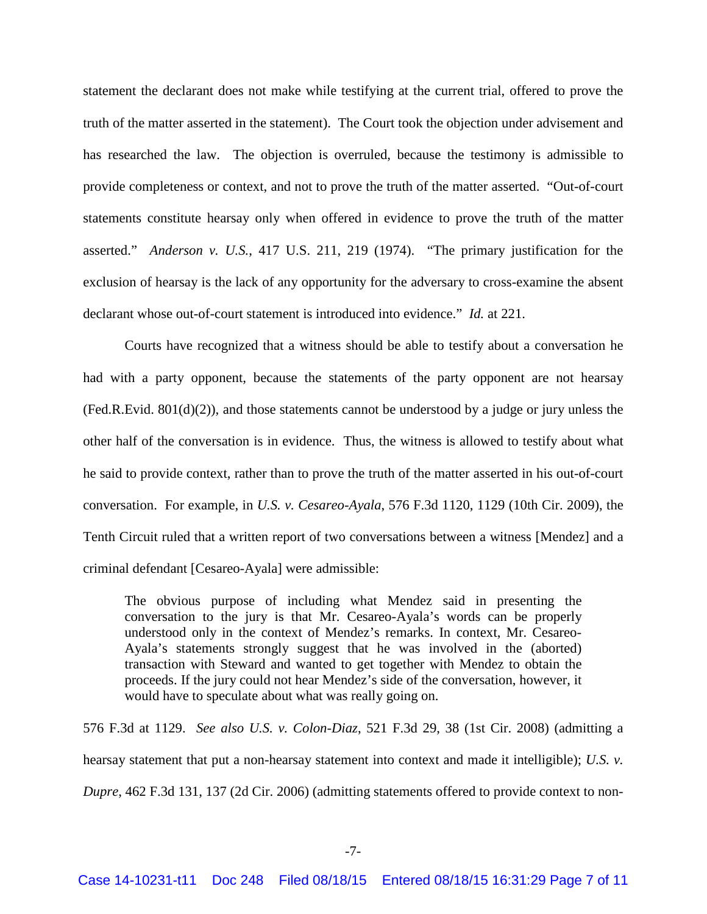statement the declarant does not make while testifying at the current trial, offered to prove the truth of the matter asserted in the statement). The Court took the objection under advisement and has researched the law. The objection is overruled, because the testimony is admissible to provide completeness or context, and not to prove the truth of the matter asserted. "Out-of-court statements constitute hearsay only when offered in evidence to prove the truth of the matter asserted." *Anderson v. U.S.*, 417 U.S. 211, 219 (1974). "The primary justification for the exclusion of hearsay is the lack of any opportunity for the adversary to cross-examine the absent declarant whose out-of-court statement is introduced into evidence." *Id.* at 221.

Courts have recognized that a witness should be able to testify about a conversation he had with a party opponent, because the statements of the party opponent are not hearsay (Fed.R.Evid. 801(d)(2)), and those statements cannot be understood by a judge or jury unless the other half of the conversation is in evidence. Thus, the witness is allowed to testify about what he said to provide context, rather than to prove the truth of the matter asserted in his out-of-court conversation. For example, in *U.S. v. Cesareo-Ayala*, 576 F.3d 1120, 1129 (10th Cir. 2009), the Tenth Circuit ruled that a written report of two conversations between a witness [Mendez] and a criminal defendant [Cesareo-Ayala] were admissible:

> The obvious purpose of including what Mendez said in presenting the conversation to the jury is that Mr. Cesareo-Ayala's words can be properly understood only in the context of Mendez's remarks. In context, Mr. Cesareo-Ayala's statements strongly suggest that he was involved in the (aborted) transaction with Steward and wanted to get together with Mendez to obtain the proceeds. If the jury could not hear Mendez's side of the conversation, however, it would have to speculate about what was really going on.

576 F.3d at 1129. *See also U.S. v. Colon-Diaz*, 521 F.3d 29, 38 (1st Cir. 2008) (admitting a hearsay statement that put a non-hearsay statement into context and made it intelligible); *U.S. v. Dupre*, 462 F.3d 131, 137 (2d Cir. 2006) (admitting statements offered to provide context to non-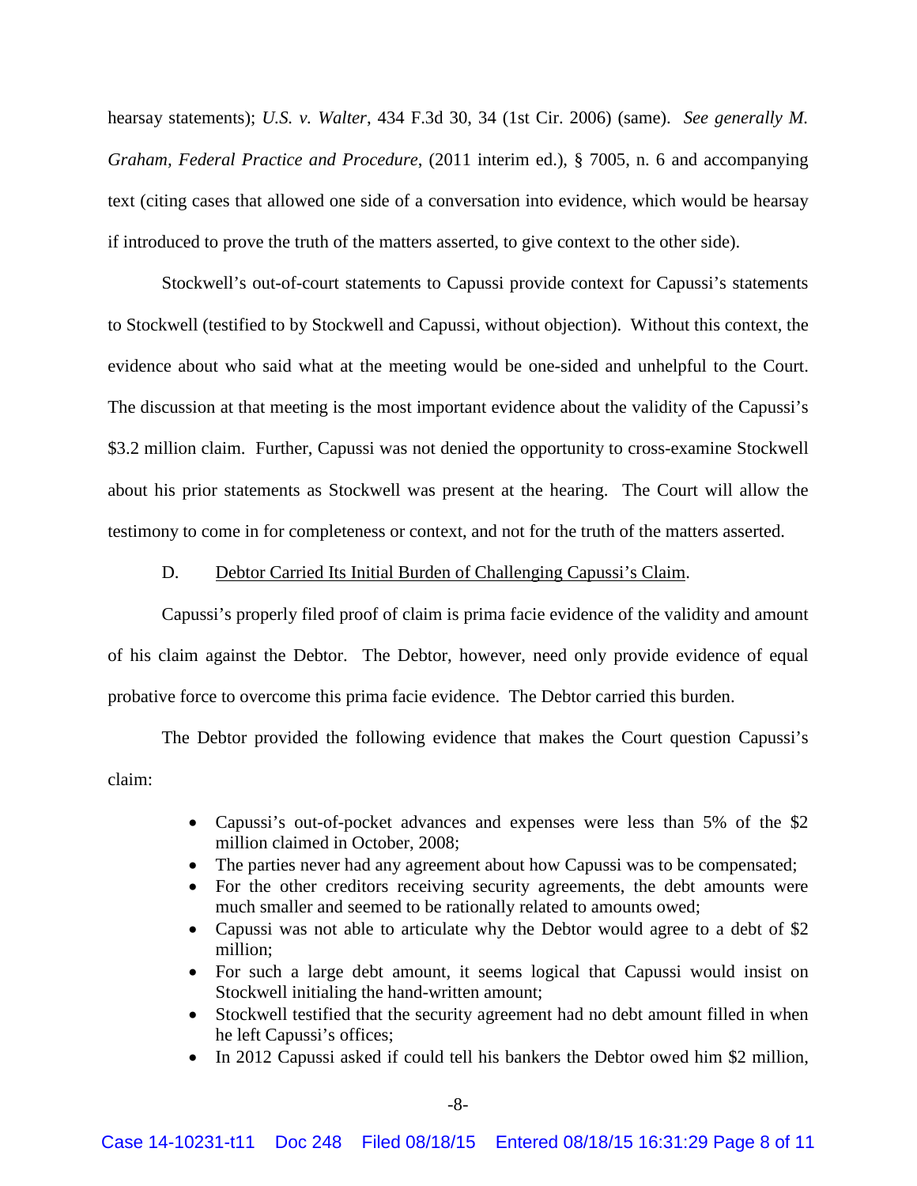hearsay statements); *U.S. v. Walter*, 434 F.3d 30, 34 (1st Cir. 2006) (same). *See generally M. Graham, Federal Practice and Procedure*, (2011 interim ed.), § 7005, n. 6 and accompanying text (citing cases that allowed one side of a conversation into evidence, which would be hearsay if introduced to prove the truth of the matters asserted, to give context to the other side).

Stockwell's out-of-court statements to Capussi provide context for Capussi's statements to Stockwell (testified to by Stockwell and Capussi, without objection). Without this context, the evidence about who said what at the meeting would be one-sided and unhelpful to the Court. The discussion at that meeting is the most important evidence about the validity of the Capussi's $3.2 million claim. Further, Capussi was not denied the opportunity to cross-examine Stockwell about his prior statements as Stockwell was present at the hearing. The Court will allow the testimony to come in for completeness or context, and not for the truth of the matters asserted.

D. <u>Debtor Carried Its Initial Burden of Challenging Capussi's Claim</u>.

Capussi's properly filed proof of claim is prima facie evidence of the validity and amount of his claim against the Debtor. The Debtor, however, need only provide evidence of equal probative force to overcome this prima facie evidence. The Debtor carried this burden.

The Debtor provided the following evidence that makes the Court question Capussi's claim:

- Capussi's out-of-pocket advances and expenses were less than 5% of the $2 million claimed in October, 2008;
- The parties never had any agreement about how Capussi was to be compensated;
- For the other creditors receiving security agreements, the debt amounts were much smaller and seemed to be rationally related to amounts owed;
- Capussi was not able to articulate why the Debtor would agree to a debt of $2 million;
- For such a large debt amount, it seems logical that Capussi would insist on Stockwell initialing the hand-written amount;
- Stockwell testified that the security agreement had no debt amount filled in when he left Capussi's offices;
- In 2012 Capussi asked if could tell his bankers the Debtor owed him $2 million,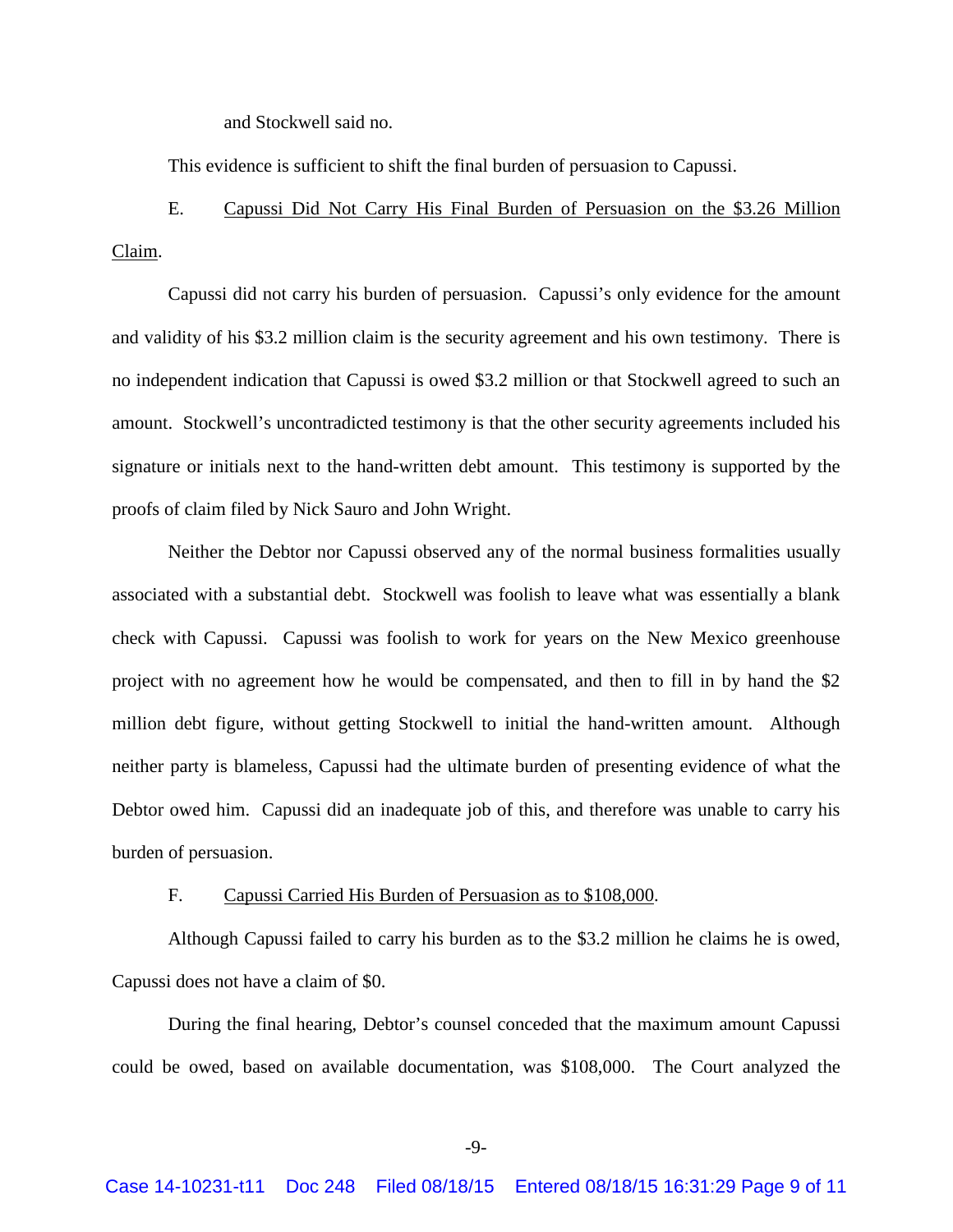and Stockwell said no.

This evidence is sufficient to shift the final burden of persuasion to Capussi.

E. Capussi Did Not Carry His Final Burden of Persuasion on the $3.26 Million Claim.

Capussi did not carry his burden of persuasion. Capussi's only evidence for the amount and validity of his $3.2 million claim is the security agreement and his own testimony. There is no independent indication that Capussi is owed $3.2 million or that Stockwell agreed to such an amount. Stockwell's uncontradicted testimony is that the other security agreements included his signature or initials next to the hand-written debt amount. This testimony is supported by the proofs of claim filed by Nick Sauro and John Wright.

Neither the Debtor nor Capussi observed any of the normal business formalities usually associated with a substantial debt. Stockwell was foolish to leave what was essentially a blank check with Capussi. Capussi was foolish to work for years on the New Mexico greenhouse project with no agreement how he would be compensated, and then to fill in by hand the $2 million debt figure, without getting Stockwell to initial the hand-written amount. Although neither party is blameless, Capussi had the ultimate burden of presenting evidence of what the Debtor owed him. Capussi did an inadequate job of this, and therefore was unable to carry his burden of persuasion.

F. Capussi Carried His Burden of Persuasion as to $108,000.

Although Capussi failed to carry his burden as to the $3.2 million he claims he is owed, Capussi does not have a claim of $0.

During the final hearing, Debtor's counsel conceded that the maximum amount Capussi could be owed, based on available documentation, was $108,000. The Court analyzed the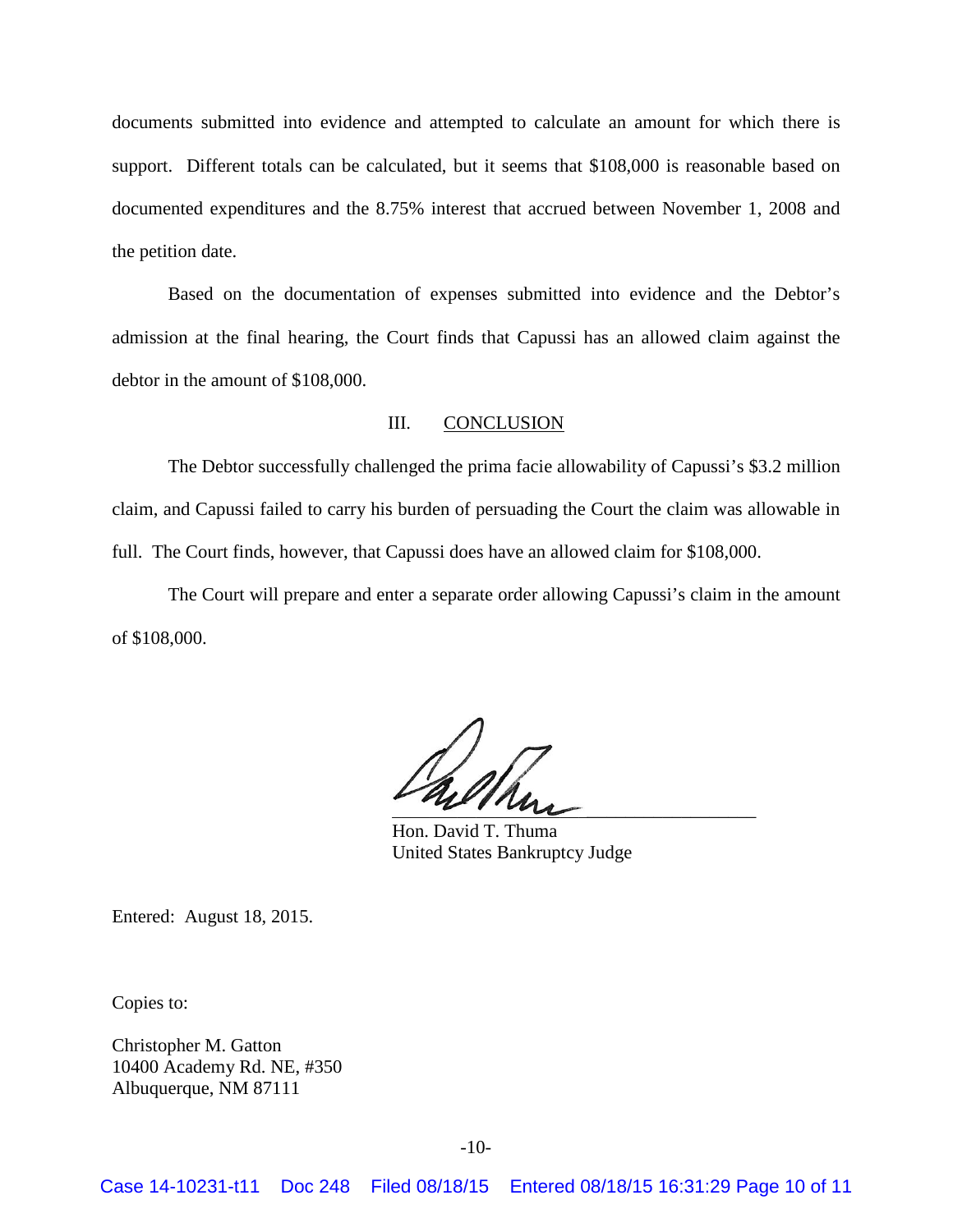documents submitted into evidence and attempted to calculate an amount for which there is support. Different totals can be calculated, but it seems that $108,000 is reasonable based on documented expenditures and the 8.75% interest that accrued between November 1, 2008 and the petition date.

Based on the documentation of expenses submitted into evidence and the Debtor's admission at the final hearing, the Court finds that Capussi has an allowed claim against the debtor in the amount of $108,000.

## III. CONCLUSION

The Debtor successfully challenged the prima facie allowability of Capussi's $3.2 million claim, and Capussi failed to carry his burden of persuading the Court the claim was allowable in full. The Court finds, however, that Capussi does have an allowed claim for $108,000.

The Court will prepare and enter a separate order allowing Capussi's claim in the amount of $108,000.

Hon. David T. Thuma
United States Bankruptcy Judge

Entered: August 18, 2015.

Copies to:

Christopher M. Gatton
10400 Academy Rd. NE, #350
Albuquerque, NM 87111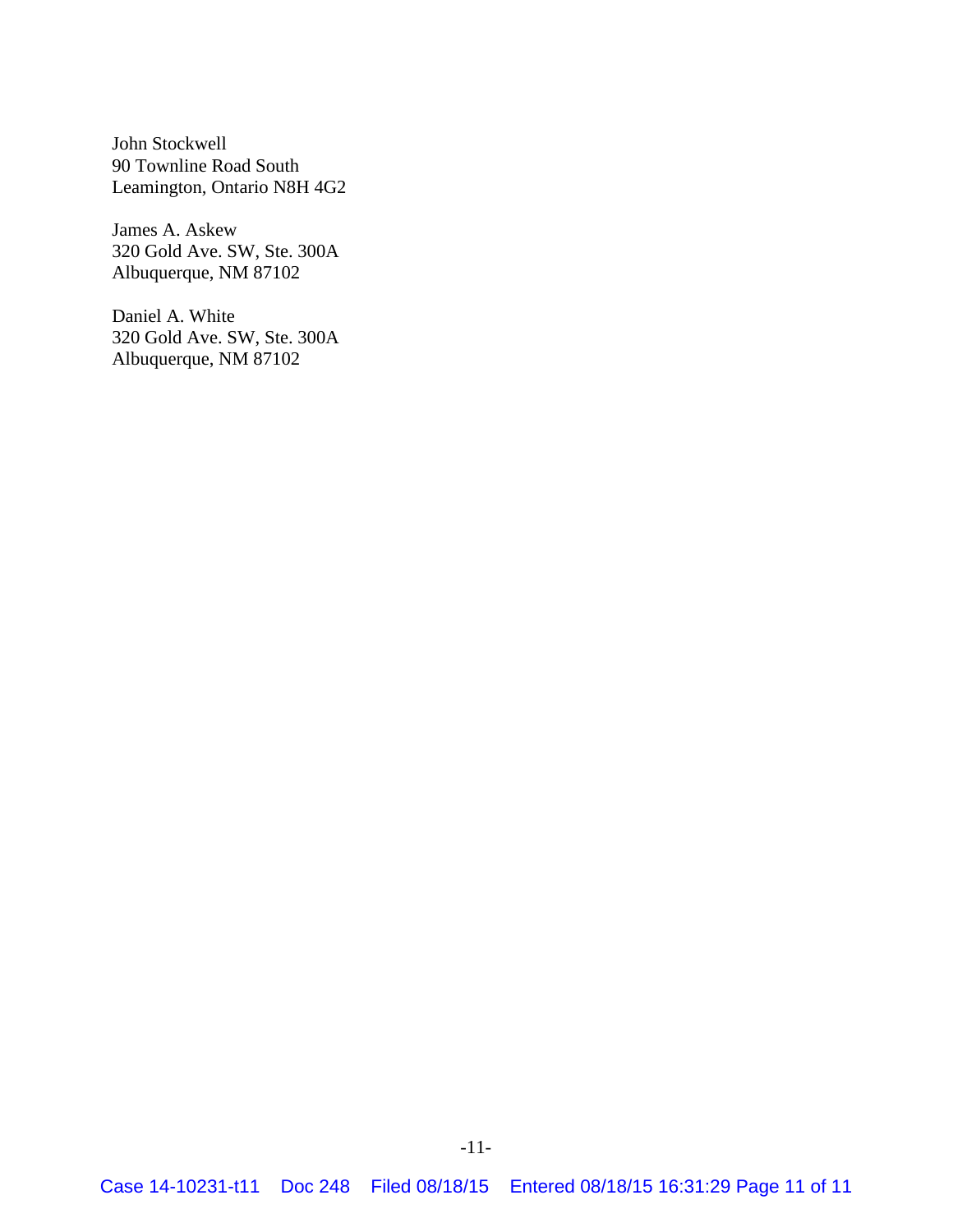John Stockwell
90 Townline Road South
Leamington, Ontario N8H 4G2

James A. Askew
320 Gold Ave. SW, Ste. 300A
Albuquerque, NM 87102

Daniel A. White
320 Gold Ave. SW, Ste. 300A
Albuquerque, NM 87102